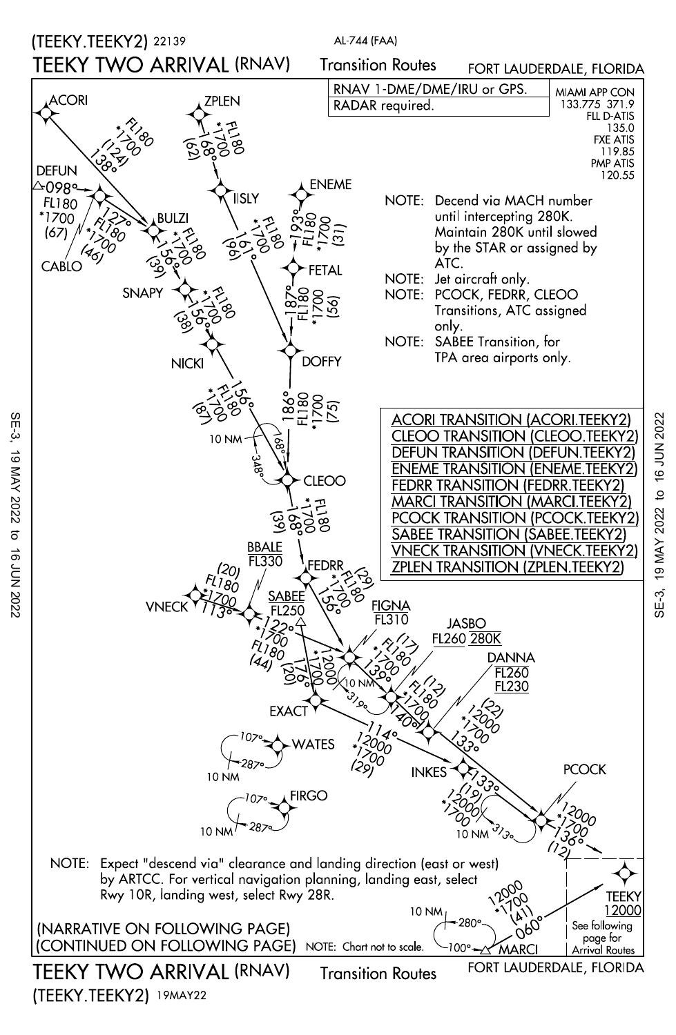(TEEKY.TEEKY2) 22139

AL-744 (FAA)

# TEEKY TWO ARRIVAL (RNAV)

Transition Routes

FORT LAUDERDALE, FLORIDA

| RNAV 1-DME/DME/IRU or GPS. |
| --- |
| RADAR required. |

MIAMI APP CON
133.775 371.9
FLL D-ATIS
135.0
FXE ATIS
119.85
PMP ATIS
120.55

NOTE: Decend via MACH number until intercepting 280K. Maintain 280K until slowed by the STAR or assigned by ATC.

NOTE: Jet aircraft only.

NOTE: PCOCK, FEDRR, CLEOO Transitions, ATC assigned only.

NOTE: SABEE Transition, for TPA area airports only.

ACORI TRANSITION (ACORI.TEEKY2)
CLEOO TRANSITION (CLEOO.TEEKY2)
DEFUN TRANSITION (DEFUN.TEEKY2)
ENEME TRANSITION (ENEME.TEEKY2)
FEDRR TRANSITION (FEDRR.TEEKY2)
MARCI TRANSITION (MARCI.TEEKY2)
PCOCK TRANSITION (PCOCK.TEEKY2)
SABEE TRANSITION (SABEE.TEEKY2)
VNECK TRANSITION (VNECK.TEEKY2)
ZPLEN TRANSITION (ZPLEN.TEEKY2)

ACORI — FL180 *1700 (124) 138° — BULZI

DEFUN — 098° FL180 *1700 (67) — CABLO — 127° FL180 *1700 (46) — BULZI

ZPLEN — 168° FL180 *1700 (62) — IISLY — 161° FL180 *1700 (96) — DOFFY

ENEME — 193° FL180 *1700 (31) — FETAL — 187° FL180 *1700 (56) — DOFFY

BULZI — 156° FL180 *1700 (39) — SNAPY — 156° FL180 *1700 (38) — NICKI — 156° FL180 *1700 (87) — CLEOO

DOFFY — 186° FL180 *1700 (75) — CLEOO

CLEOO holding: 10 NM, 168°/348°

CLEOO — 168° FL180 *1700 (39) — FEDRR

FEDRR — 156° FL180 *1700 (29) — FIGNA

BBALE FL330

VNECK — 113° FL180 *1700 (20) — SABEE FL250 — 122° FL180 *1700 (44) — FIGNA

SABEE — 176° 12000 *1700 (20) — EXACT

FIGNA FL310 — holding 10 NM 319° — 139° FL180 *1700 (17) — JASBO FL260 280K — 140° FL180 *1700 (12) — DANNA FL260 FL230 — 133° 12000 *1700 (22) — PCOCK

EXACT — 114° 12000 *1700 (29) — INKES — 133° 12000 *1700 (19) — PCOCK

PCOCK holding: 10 NM 313°

WATES holding: 10 NM 107°/287°

FIRGO holding: 10 NM 107°/287°

PCOCK — 12000 *1700 136° (12) — TEEKY

MARCI — 060° 12000 *1700 (41) — TEEKY

MARCI holding: 10 NM 280°/100°

TEEKY 12000 — See following page for Arrival Routes

NOTE: Expect "descend via" clearance and landing direction (east or west) by ARTCC. For vertical navigation planning, landing east, select Rwy 10R, landing west, select Rwy 28R.

(NARRATIVE ON FOLLOWING PAGE)
(CONTINUED ON FOLLOWING PAGE)

NOTE: Chart not to scale.

SE-3, 19 MAY 2022 to 16 JUN 2022

TEEKY TWO ARRIVAL (RNAV) Transition Routes FORT LAUDERDALE, FLORIDA
(TEEKY.TEEKY2) 19MAY22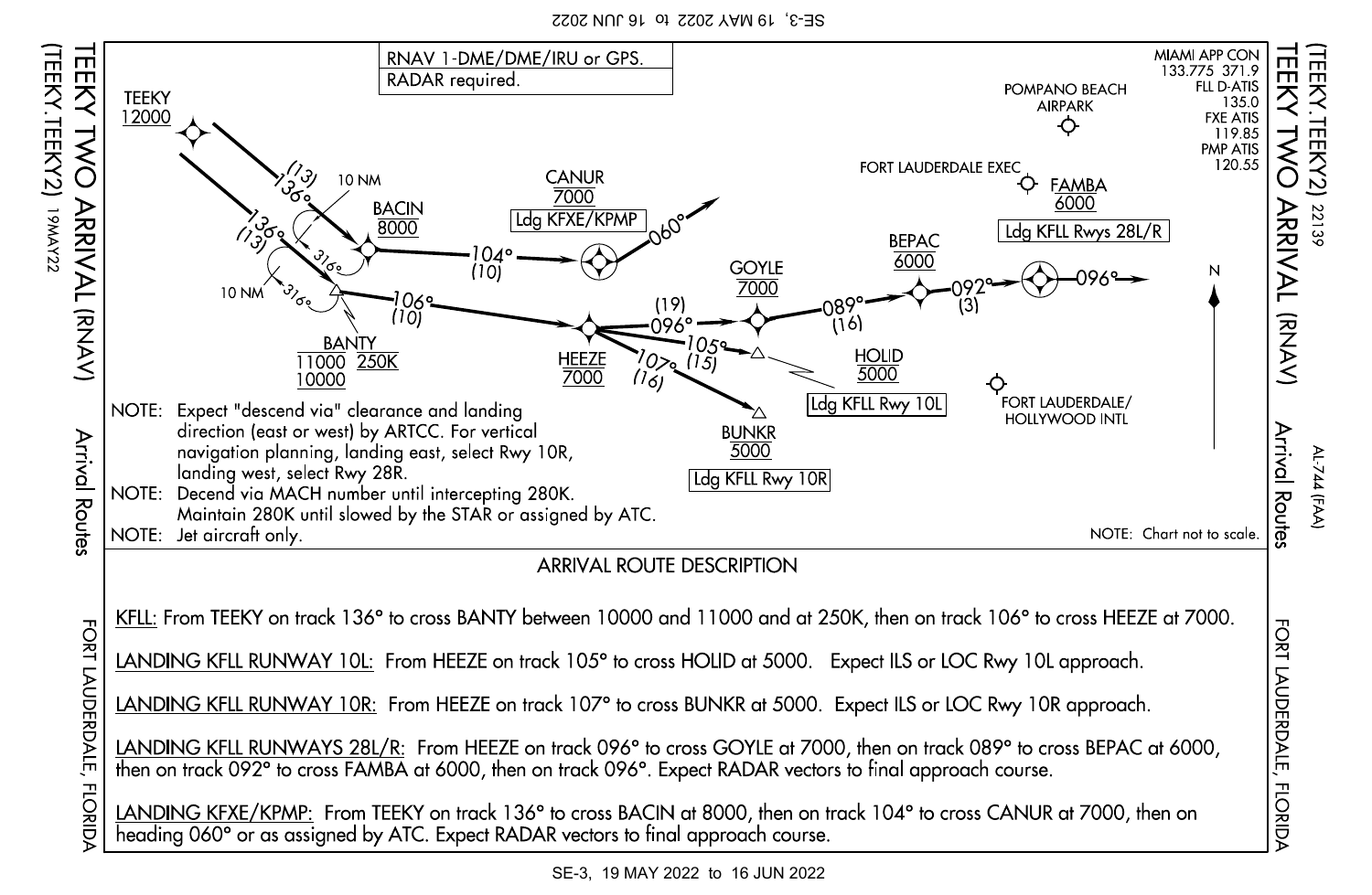# TEEKY TWO ARRIVAL (RNAV)

(TEEKY.TEEKY2) 19MAY22

Arrival Routes

FORT LAUDERDALE, FLORIDA

RNAV 1-DME/DME/IRU or GPS.
RADAR required.

MIAMI APP CON
133.775 371.9
FLL D-ATIS
135.0
FXE ATIS
119.85
PMP ATIS
120.55

TEEKY
12000

(13)
136°

10 NM

316°

BACIN
8000

136°
(13)

10 NM

316°

BANTY
11000 250K
10000

104°
(10)

CANUR
7000

Ldg KFXE/KPMP

060°

106°
(10)

HEEZE
7000

(19)
096°

GOYLE
7000

105°
(15)

107°
(16)

BUNKR
5000

Ldg KFLL Rwy 10R

HOLID
5000

Ldg KFLL Rwy 10L

089°
(16)

BEPAC
6000

092°
(3)

FAMBA
6000

Ldg KFLL Rwys 28L/R

096°

FORT LAUDERDALE EXEC

POMPANO BEACH AIRPARK

FORT LAUDERDALE/ HOLLYWOOD INTL

N

NOTE: Expect "descend via" clearance and landing direction (east or west) by ARTCC. For vertical navigation planning, landing east, select Rwy 10R, landing west, select Rwy 28R.

NOTE: Decend via MACH number until intercepting 280K. Maintain 280K until slowed by the STAR or assigned by ATC.

NOTE: Jet aircraft only.

NOTE: Chart not to scale.

## ARRIVAL ROUTE DESCRIPTION

KFLL: From TEEKY on track 136° to cross BANTY between 10000 and 11000 and at 250K, then on track 106° to cross HEEZE at 7000.

LANDING KFLL RUNWAY 10L: From HEEZE on track 105° to cross HOLID at 5000. Expect ILS or LOC Rwy 10L approach.

LANDING KFLL RUNWAY 10R: From HEEZE on track 107° to cross BUNKR at 5000. Expect ILS or LOC Rwy 10R approach.

LANDING KFLL RUNWAYS 28L/R: From HEEZE on track 096° to cross GOYLE at 7000, then on track 089° to cross BEPAC at 6000, then on track 092° to cross FAMBA at 6000, then on track 096°. Expect RADAR vectors to final approach course.

LANDING KFXE/KPMP: From TEEKY on track 136° to cross BACIN at 8000, then on track 104° to cross CANUR at 7000, then on heading 060° or as assigned by ATC. Expect RADAR vectors to final approach course.

22139

AL-744 (FAA)